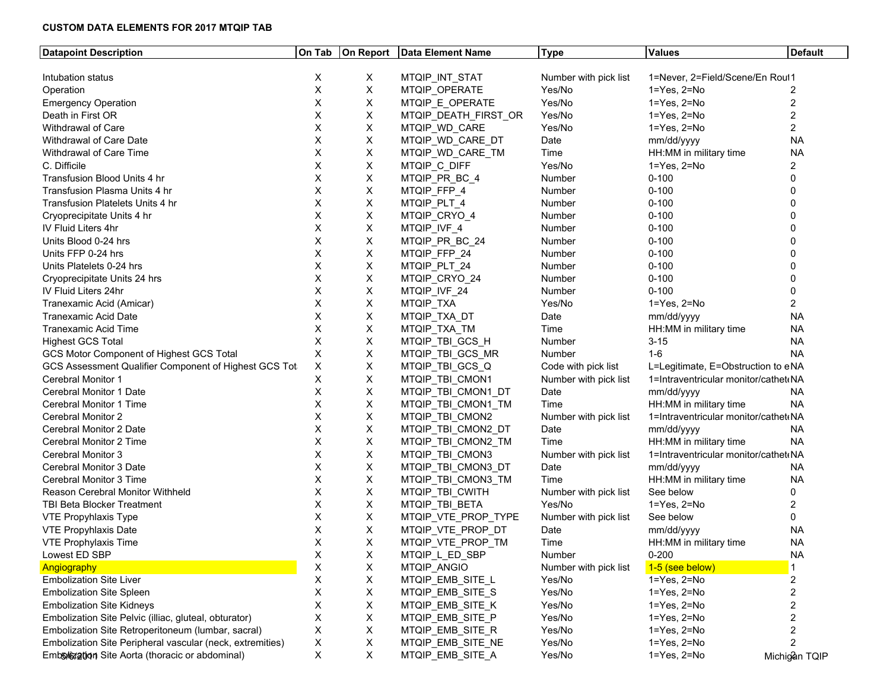**CUSTOM DATA ELEMENTS FOR 2017 MTQIP TAB**

| Datapoint Description | On Tab | On Report | Data Element Name | Type | Values | Default |
|---|---|---|---|---|---|---|
| Intubation status | X | X | MTQIP_INT_STAT | Number with pick list | 1=Never, 2=Field/Scene/En Rou | 1 |
| Operation | X | X | MTQIP_OPERATE | Yes/No | 1=Yes, 2=No | 2 |
| Emergency Operation | X | X | MTQIP_E_OPERATE | Yes/No | 1=Yes, 2=No | 2 |
| Death in First OR | X | X | MTQIP_DEATH_FIRST_OR | Yes/No | 1=Yes, 2=No | 2 |
| Withdrawal of Care | X | X | MTQIP_WD_CARE | Yes/No | 1=Yes, 2=No | 2 |
| Withdrawal of Care Date | X | X | MTQIP_WD_CARE_DT | Date | mm/dd/yyyy | NA |
| Withdrawal of Care Time | X | X | MTQIP_WD_CARE_TM | Time | HH:MM in military time | NA |
| C. Difficile | X | X | MTQIP_C_DIFF | Yes/No | 1=Yes, 2=No | 2 |
| Transfusion Blood Units 4 hr | X | X | MTQIP_PR_BC_4 | Number | 0-100 | 0 |
| Transfusion Plasma Units 4 hr | X | X | MTQIP_FFP_4 | Number | 0-100 | 0 |
| Transfusion Platelets Units 4 hr | X | X | MTQIP_PLT_4 | Number | 0-100 | 0 |
| Cryoprecipitate Units 4 hr | X | X | MTQIP_CRYO_4 | Number | 0-100 | 0 |
| IV Fluid Liters 4hr | X | X | MTQIP_IVF_4 | Number | 0-100 | 0 |
| Units Blood 0-24 hrs | X | X | MTQIP_PR_BC_24 | Number | 0-100 | 0 |
| Units FFP 0-24 hrs | X | X | MTQIP_FFP_24 | Number | 0-100 | 0 |
| Units Platelets 0-24 hrs | X | X | MTQIP_PLT_24 | Number | 0-100 | 0 |
| Cryoprecipitate Units 24 hrs | X | X | MTQIP_CRYO_24 | Number | 0-100 | 0 |
| IV Fluid Liters 24hr | X | X | MTQIP_IVF_24 | Number | 0-100 | 0 |
| Tranexamic Acid (Amicar) | X | X | MTQIP_TXA | Yes/No | 1=Yes, 2=No | 2 |
| Tranexamic Acid Date | X | X | MTQIP_TXA_DT | Date | mm/dd/yyyy | NA |
| Tranexamic Acid Time | X | X | MTQIP_TXA_TM | Time | HH:MM in military time | NA |
| Highest GCS Total | X | X | MTQIP_TBI_GCS_H | Number | 3-15 | NA |
| GCS Motor Component of Highest GCS Total | X | X | MTQIP_TBI_GCS_MR | Number | 1-6 | NA |
| GCS Assessment Qualifier Component of Highest GCS Tot | X | X | MTQIP_TBI_GCS_Q | Code with pick list | L=Legitimate, E=Obstruction to e | NA |
| Cerebral Monitor 1 | X | X | MTQIP_TBI_CMON1 | Number with pick list | 1=Intraventricular monitor/cathet | NA |
| Cerebral Monitor 1 Date | X | X | MTQIP_TBI_CMON1_DT | Date | mm/dd/yyyy | NA |
| Cerebral Monitor 1 Time | X | X | MTQIP_TBI_CMON1_TM | Time | HH:MM in military time | NA |
| Cerebral Monitor 2 | X | X | MTQIP_TBI_CMON2 | Number with pick list | 1=Intraventricular monitor/cathet | NA |
| Cerebral Monitor 2 Date | X | X | MTQIP_TBI_CMON2_DT | Date | mm/dd/yyyy | NA |
| Cerebral Monitor 2 Time | X | X | MTQIP_TBI_CMON2_TM | Time | HH:MM in military time | NA |
| Cerebral Monitor 3 | X | X | MTQIP_TBI_CMON3 | Number with pick list | 1=Intraventricular monitor/cathet | NA |
| Cerebral Monitor 3 Date | X | X | MTQIP_TBI_CMON3_DT | Date | mm/dd/yyyy | NA |
| Cerebral Monitor 3 Time | X | X | MTQIP_TBI_CMON3_TM | Time | HH:MM in military time | NA |
| Reason Cerebral Monitor Withheld | X | X | MTQIP_TBI_CWITH | Number with pick list | See below | 0 |
| TBI Beta Blocker Treatment | X | X | MTQIP_TBI_BETA | Yes/No | 1=Yes, 2=No | 2 |
| VTE Propyhlaxis Type | X | X | MTQIP_VTE_PROP_TYPE | Number with pick list | See below | 0 |
| VTE Propyhlaxis Date | X | X | MTQIP_VTE_PROP_DT | Date | mm/dd/yyyy | NA |
| VTE Prophylaxis Time | X | X | MTQIP_VTE_PROP_TM | Time | HH:MM in military time | NA |
| Lowest ED SBP | X | X | MTQIP_L_ED_SBP | Number | 0-200 | NA |
| Angiography | X | X | MTQIP_ANGIO | Number with pick list | 1-5 (see below) | 1 |
| Embolization Site Liver | X | X | MTQIP_EMB_SITE_L | Yes/No | 1=Yes, 2=No | 2 |
| Embolization Site Spleen | X | X | MTQIP_EMB_SITE_S | Yes/No | 1=Yes, 2=No | 2 |
| Embolization Site Kidneys | X | X | MTQIP_EMB_SITE_K | Yes/No | 1=Yes, 2=No | 2 |
| Embolization Site Pelvic (illiac, gluteal, obturator) | X | X | MTQIP_EMB_SITE_P | Yes/No | 1=Yes, 2=No | 2 |
| Embolization Site Retroperitoneum (lumbar, sacral) | X | X | MTQIP_EMB_SITE_R | Yes/No | 1=Yes, 2=No | 2 |
| Embolization Site Peripheral vascular (neck, extremities) | X | X | MTQIP_EMB_SITE_NE | Yes/No | 1=Yes, 2=No | 2 |
| Embolization Site Aorta (thoracic or abdominal) | X | X | MTQIP_EMB_SITE_A | Yes/No | 1=Yes, 2=No | 2 |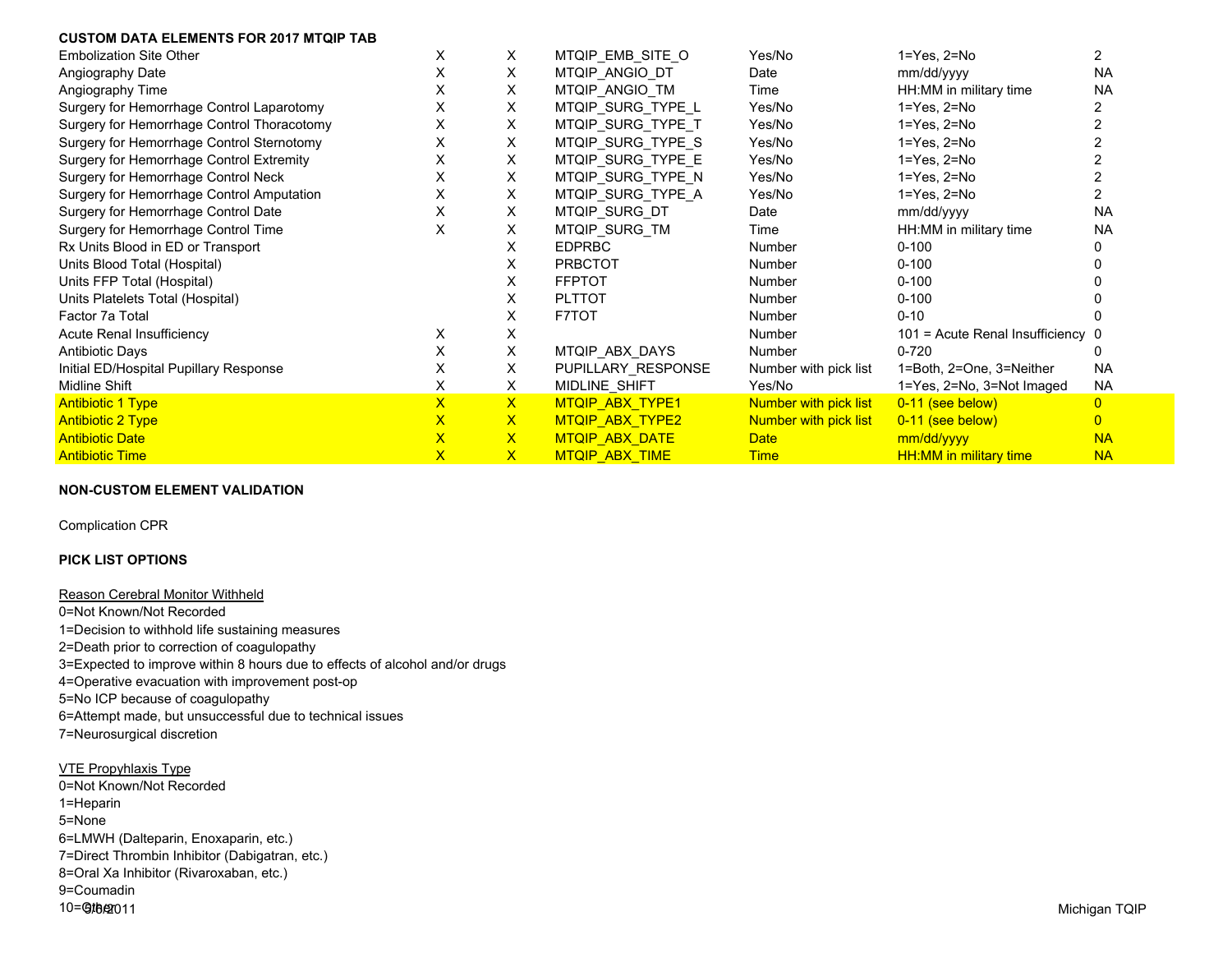**CUSTOM DATA ELEMENTS FOR 2017 MTQIP TAB**

| | | | | | | |
|---|---|---|---|---|---|---|
| Embolization Site Other | X | X | MTQIP_EMB_SITE_O | Yes/No | 1=Yes, 2=No | 2 |
| Angiography Date | X | X | MTQIP_ANGIO_DT | Date | mm/dd/yyyy | NA |
| Angiography Time | X | X | MTQIP_ANGIO_TM | Time | HH:MM in military time | NA |
| Surgery for Hemorrhage Control Laparotomy | X | X | MTQIP_SURG_TYPE_L | Yes/No | 1=Yes, 2=No | 2 |
| Surgery for Hemorrhage Control Thoracotomy | X | X | MTQIP_SURG_TYPE_T | Yes/No | 1=Yes, 2=No | 2 |
| Surgery for Hemorrhage Control Sternotomy | X | X | MTQIP_SURG_TYPE_S | Yes/No | 1=Yes, 2=No | 2 |
| Surgery for Hemorrhage Control Extremity | X | X | MTQIP_SURG_TYPE_E | Yes/No | 1=Yes, 2=No | 2 |
| Surgery for Hemorrhage Control Neck | X | X | MTQIP_SURG_TYPE_N | Yes/No | 1=Yes, 2=No | 2 |
| Surgery for Hemorrhage Control Amputation | X | X | MTQIP_SURG_TYPE_A | Yes/No | 1=Yes, 2=No | 2 |
| Surgery for Hemorrhage Control Date | X | X | MTQIP_SURG_DT | Date | mm/dd/yyyy | NA |
| Surgery for Hemorrhage Control Time | X | X | MTQIP_SURG_TM | Time | HH:MM in military time | NA |
| Rx Units Blood in ED or Transport | | X | EDPRBC | Number | 0-100 | 0 |
| Units Blood Total (Hospital) | | X | PRBCTOT | Number | 0-100 | 0 |
| Units FFP Total (Hospital) | | X | FFPTOT | Number | 0-100 | 0 |
| Units Platelets Total (Hospital) | | X | PLTTOT | Number | 0-100 | 0 |
| Factor 7a Total | | X | F7TOT | Number | 0-10 | 0 |
| Acute Renal Insufficiency | X | X | | Number | 101 = Acute Renal Insufficiency | 0 |
| Antibiotic Days | X | X | MTQIP_ABX_DAYS | Number | 0-720 | 0 |
| Initial ED/Hospital Pupillary Response | X | X | PUPILLARY_RESPONSE | Number with pick list | 1=Both, 2=One, 3=Neither | NA |
| Midline Shift | X | X | MIDLINE_SHIFT | Yes/No | 1=Yes, 2=No, 3=Not Imaged | NA |
| Antibiotic 1 Type | X | X | MTQIP_ABX_TYPE1 | Number with pick list | 0-11 (see below) | 0 |
| Antibiotic 2 Type | X | X | MTQIP_ABX_TYPE2 | Number with pick list | 0-11 (see below) | 0 |
| Antibiotic Date | X | X | MTQIP_ABX_DATE | Date | mm/dd/yyyy | NA |
| Antibiotic Time | X | X | MTQIP_ABX_TIME | Time | HH:MM in military time | NA |

**NON-CUSTOM ELEMENT VALIDATION**

Complication CPR

**PICK LIST OPTIONS**

<u>Reason Cerebral Monitor Withheld</u>

0=Not Known/Not Recorded
1=Decision to withhold life sustaining measures
2=Death prior to correction of coagulopathy
3=Expected to improve within 8 hours due to effects of alcohol and/or drugs
4=Operative evacuation with improvement post-op
5=No ICP because of coagulopathy
6=Attempt made, but unsuccessful due to technical issues
7=Neurosurgical discretion

<u>VTE Propyhlaxis Type</u>

0=Not Known/Not Recorded
1=Heparin
5=None
6=LMWH (Dalteparin, Enoxaparin, etc.)
7=Direct Thrombin Inhibitor (Dabigatran, etc.)
8=Oral Xa Inhibitor (Rivaroxaban, etc.)
9=Coumadin
10=Other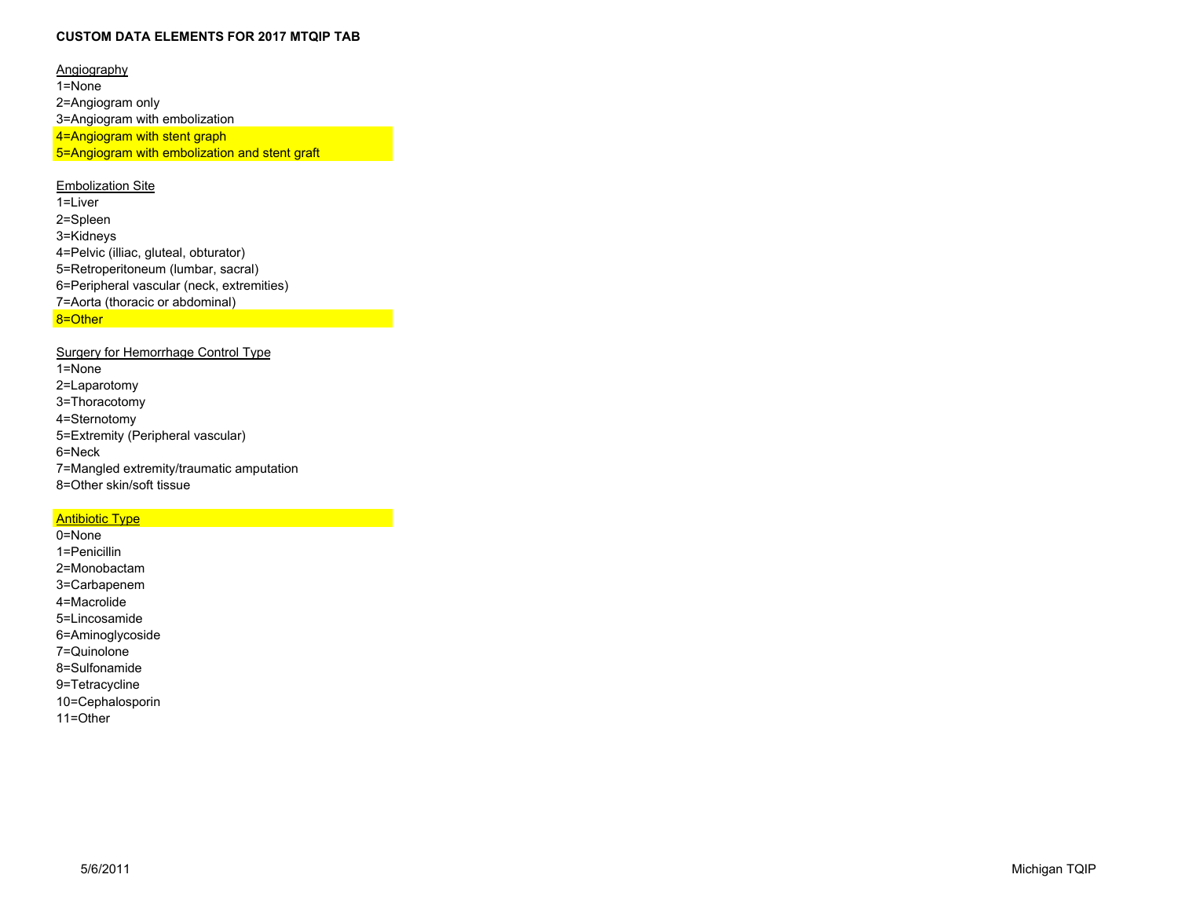**CUSTOM DATA ELEMENTS FOR 2017 MTQIP TAB**

Angiography

1=None
2=Angiogram only
3=Angiogram with embolization
4=Angiogram with stent graph
5=Angiogram with embolization and stent graft

Embolization Site

1=Liver
2=Spleen
3=Kidneys
4=Pelvic (illiac, gluteal, obturator)
5=Retroperitoneum (lumbar, sacral)
6=Peripheral vascular (neck, extremities)
7=Aorta (thoracic or abdominal)
8=Other

Surgery for Hemorrhage Control Type

1=None
2=Laparotomy
3=Thoracotomy
4=Sternotomy
5=Extremity (Peripheral vascular)
6=Neck
7=Mangled extremity/traumatic amputation
8=Other skin/soft tissue

Antibiotic Type

0=None
1=Penicillin
2=Monobactam
3=Carbapenem
4=Macrolide
5=Lincosamide
6=Aminoglycoside
7=Quinolone
8=Sulfonamide
9=Tetracycline
10=Cephalosporin
11=Other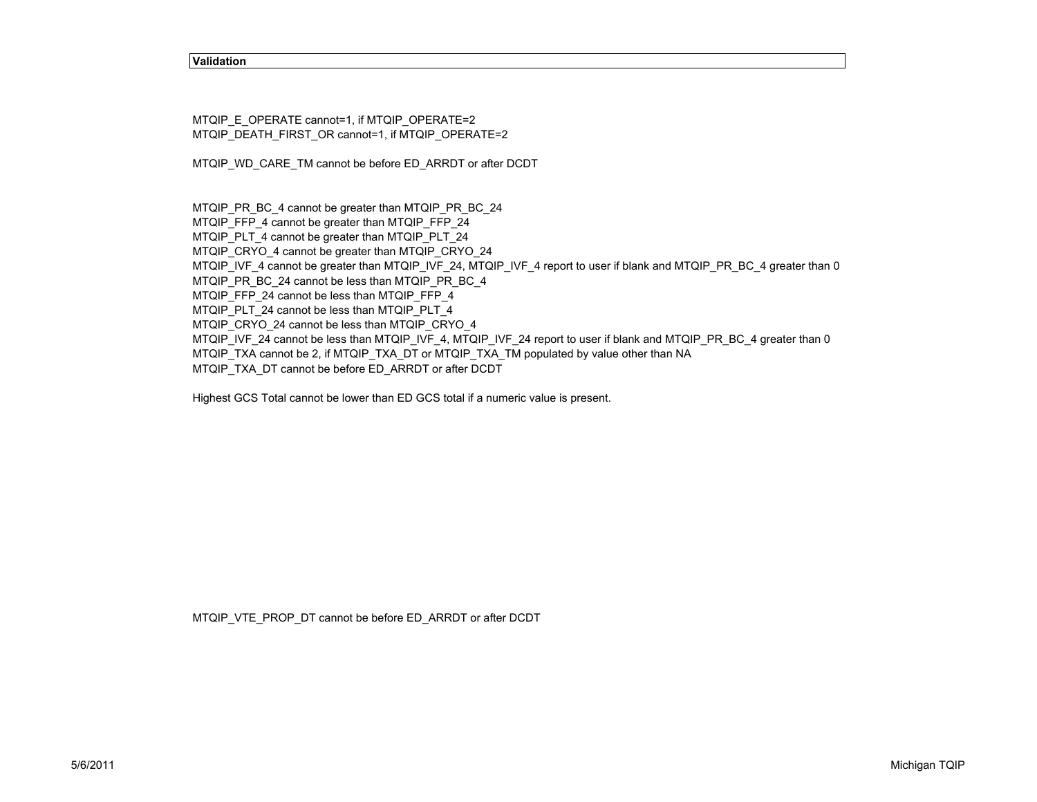**Validation**

MTQIP_E_OPERATE cannot=1, if MTQIP_OPERATE=2
MTQIP_DEATH_FIRST_OR cannot=1, if MTQIP_OPERATE=2

MTQIP_WD_CARE_TM cannot be before ED_ARRDT or after DCDT

MTQIP_PR_BC_4 cannot be greater than MTQIP_PR_BC_24
MTQIP_FFP_4 cannot be greater than MTQIP_FFP_24
MTQIP_PLT_4 cannot be greater than MTQIP_PLT_24
MTQIP_CRYO_4 cannot be greater than MTQIP_CRYO_24
MTQIP_IVF_4 cannot be greater than MTQIP_IVF_24, MTQIP_IVF_4 report to user if blank and MTQIP_PR_BC_4 greater than 0
MTQIP_PR_BC_24 cannot be less than MTQIP_PR_BC_4
MTQIP_FFP_24 cannot be less than MTQIP_FFP_4
MTQIP_PLT_24 cannot be less than MTQIP_PLT_4
MTQIP_CRYO_24 cannot be less than MTQIP_CRYO_4
MTQIP_IVF_24 cannot be less than MTQIP_IVF_4, MTQIP_IVF_24 report to user if blank and MTQIP_PR_BC_4 greater than 0
MTQIP_TXA cannot be 2, if MTQIP_TXA_DT or MTQIP_TXA_TM populated by value other than NA
MTQIP_TXA_DT cannot be before ED_ARRDT or after DCDT

Highest GCS Total cannot be lower than ED GCS total if a numeric value is present.

MTQIP_VTE_PROP_DT cannot be before ED_ARRDT or after DCDT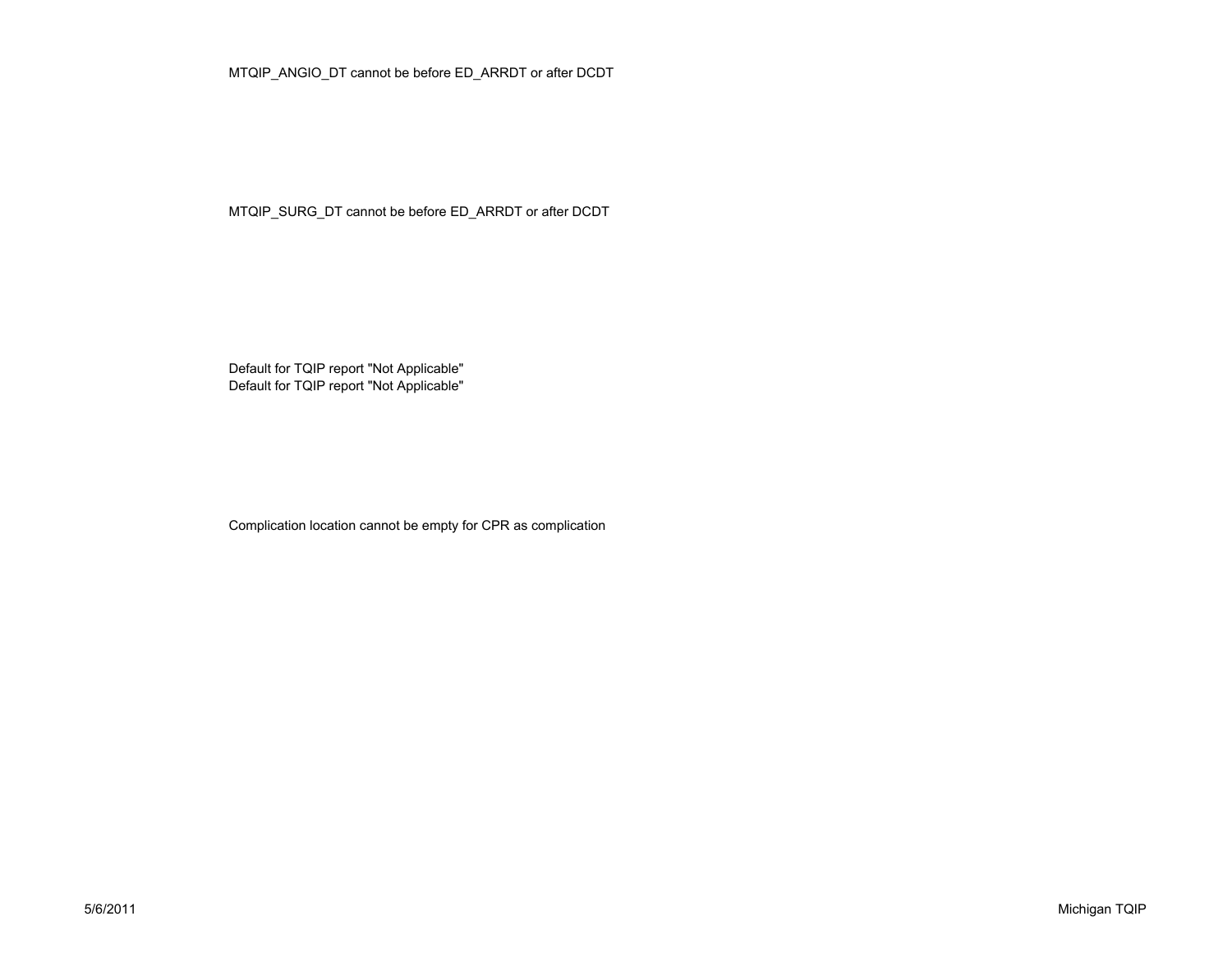MTQIP_ANGIO_DT cannot be before ED_ARRDT or after DCDT

MTQIP_SURG_DT cannot be before ED_ARRDT or after DCDT

Default for TQIP report "Not Applicable"
Default for TQIP report "Not Applicable"

Complication location cannot be empty for CPR as complication